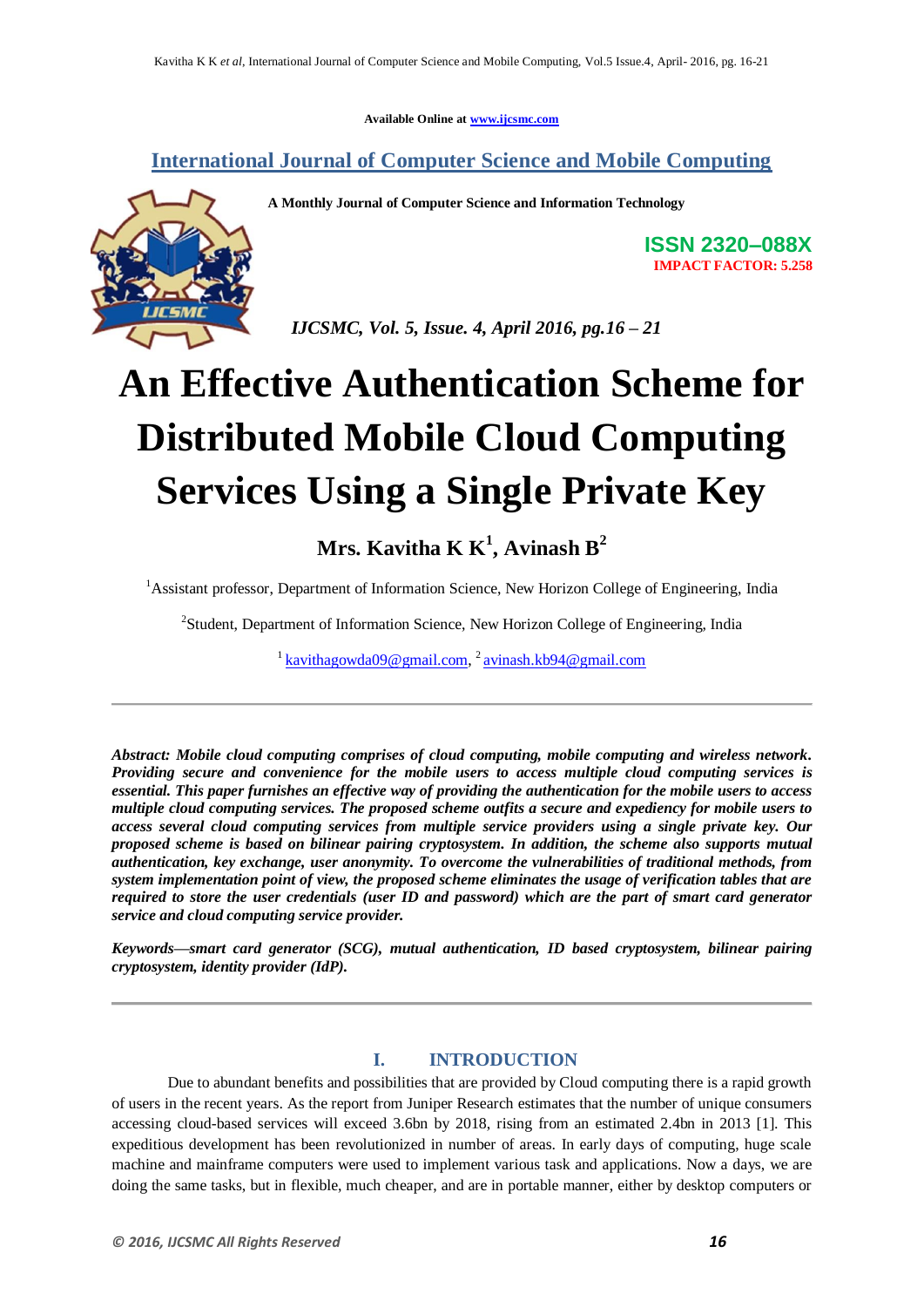Available Online at www.ijcsmc.com

**International Journal of Computer Science and Mobile Computing**

**A Monthly Journal of Computer Science and Information Technology**

**ISSN 2320–088X**
**IMPACT FACTOR: 5.258**

*IJCSMC, Vol. 5, Issue. 4, April 2016, pg.16 – 21*

# An Effective Authentication Scheme for Distributed Mobile Cloud Computing Services Using a Single Private Key

**Mrs. Kavitha K K[1], Avinash B[2]**

[1]Assistant professor, Department of Information Science, New Horizon College of Engineering, India

[2]Student, Department of Information Science, New Horizon College of Engineering, India

[1] kavithagowda09@gmail.com, [2] avinash.kb94@gmail.com

---

***Abstract: Mobile cloud computing comprises of cloud computing, mobile computing and wireless network. Providing secure and convenience for the mobile users to access multiple cloud computing services is essential. This paper furnishes an effective way of providing the authentication for the mobile users to access multiple cloud computing services. The proposed scheme outfits a secure and expediency for mobile users to access several cloud computing services from multiple service providers using a single private key. Our proposed scheme is based on bilinear pairing cryptosystem. In addition, the scheme also supports mutual authentication, key exchange, user anonymity. To overcome the vulnerabilities of traditional methods, from system implementation point of view, the proposed scheme eliminates the usage of verification tables that are required to store the user credentials (user ID and password) which are the part of smart card generator service and cloud computing service provider.***

***Keywords—smart card generator (SCG), mutual authentication, ID based cryptosystem, bilinear pairing cryptosystem, identity provider (IdP).***

---

## I. INTRODUCTION

Due to abundant benefits and possibilities that are provided by Cloud computing there is a rapid growth of users in the recent years. As the report from Juniper Research estimates that the number of unique consumers accessing cloud-based services will exceed 3.6bn by 2018, rising from an estimated 2.4bn in 2013 [1]. This expeditious development has been revolutionized in number of areas. In early days of computing, huge scale machine and mainframe computers were used to implement various task and applications. Now a days, we are doing the same tasks, but in flexible, much cheaper, and are in portable manner, either by desktop computers or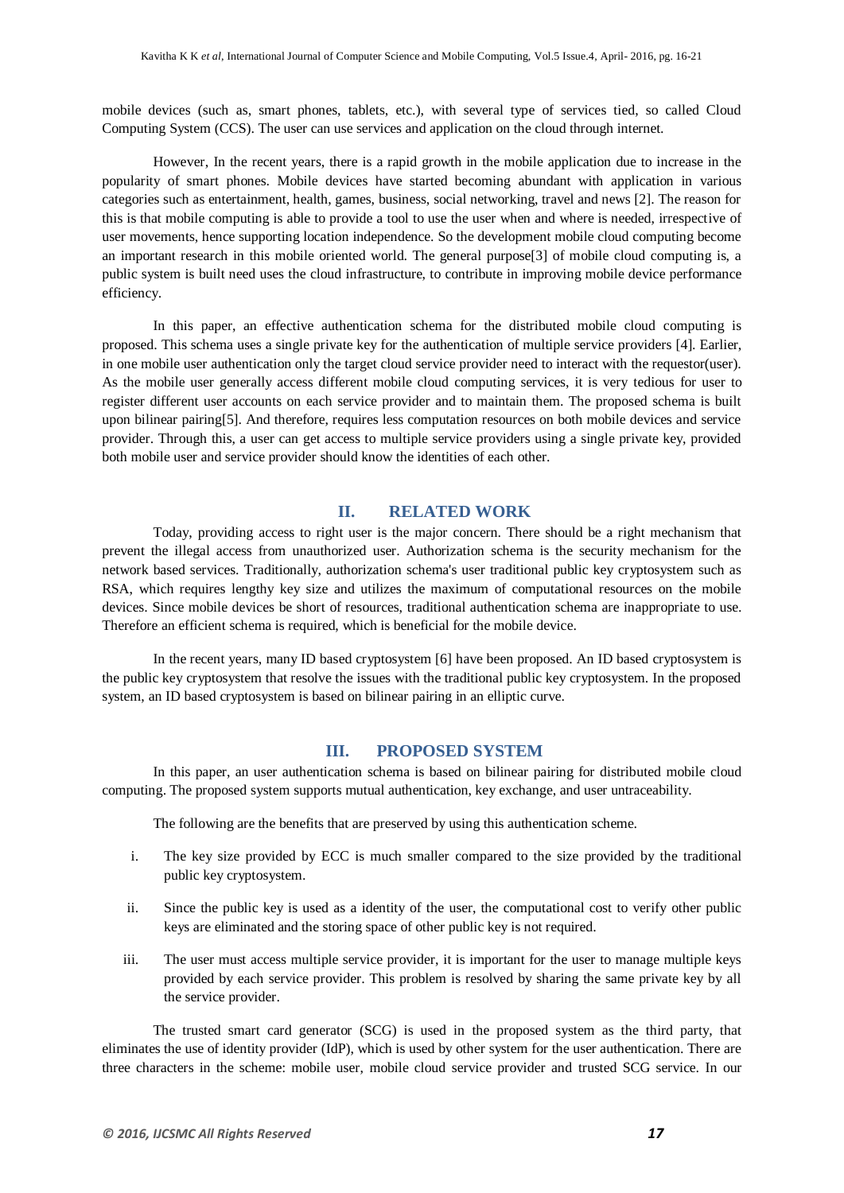mobile devices (such as, smart phones, tablets, etc.), with several type of services tied, so called Cloud Computing System (CCS). The user can use services and application on the cloud through internet.

However, In the recent years, there is a rapid growth in the mobile application due to increase in the popularity of smart phones. Mobile devices have started becoming abundant with application in various categories such as entertainment, health, games, business, social networking, travel and news [2]. The reason for this is that mobile computing is able to provide a tool to use the user when and where is needed, irrespective of user movements, hence supporting location independence. So the development mobile cloud computing become an important research in this mobile oriented world. The general purpose[3] of mobile cloud computing is, a public system is built need uses the cloud infrastructure, to contribute in improving mobile device performance efficiency.

In this paper, an effective authentication schema for the distributed mobile cloud computing is proposed. This schema uses a single private key for the authentication of multiple service providers [4]. Earlier, in one mobile user authentication only the target cloud service provider need to interact with the requestor(user). As the mobile user generally access different mobile cloud computing services, it is very tedious for user to register different user accounts on each service provider and to maintain them. The proposed schema is built upon bilinear pairing[5]. And therefore, requires less computation resources on both mobile devices and service provider. Through this, a user can get access to multiple service providers using a single private key, provided both mobile user and service provider should know the identities of each other.

## II. RELATED WORK

Today, providing access to right user is the major concern. There should be a right mechanism that prevent the illegal access from unauthorized user. Authorization schema is the security mechanism for the network based services. Traditionally, authorization schema's user traditional public key cryptosystem such as RSA, which requires lengthy key size and utilizes the maximum of computational resources on the mobile devices. Since mobile devices be short of resources, traditional authentication schema are inappropriate to use. Therefore an efficient schema is required, which is beneficial for the mobile device.

In the recent years, many ID based cryptosystem [6] have been proposed. An ID based cryptosystem is the public key cryptosystem that resolve the issues with the traditional public key cryptosystem. In the proposed system, an ID based cryptosystem is based on bilinear pairing in an elliptic curve.

## III. PROPOSED SYSTEM

In this paper, an user authentication schema is based on bilinear pairing for distributed mobile cloud computing. The proposed system supports mutual authentication, key exchange, and user untraceability.

The following are the benefits that are preserved by using this authentication scheme.

i. The key size provided by ECC is much smaller compared to the size provided by the traditional public key cryptosystem.

ii. Since the public key is used as a identity of the user, the computational cost to verify other public keys are eliminated and the storing space of other public key is not required.

iii. The user must access multiple service provider, it is important for the user to manage multiple keys provided by each service provider. This problem is resolved by sharing the same private key by all the service provider.

The trusted smart card generator (SCG) is used in the proposed system as the third party, that eliminates the use of identity provider (IdP), which is used by other system for the user authentication. There are three characters in the scheme: mobile user, mobile cloud service provider and trusted SCG service. In our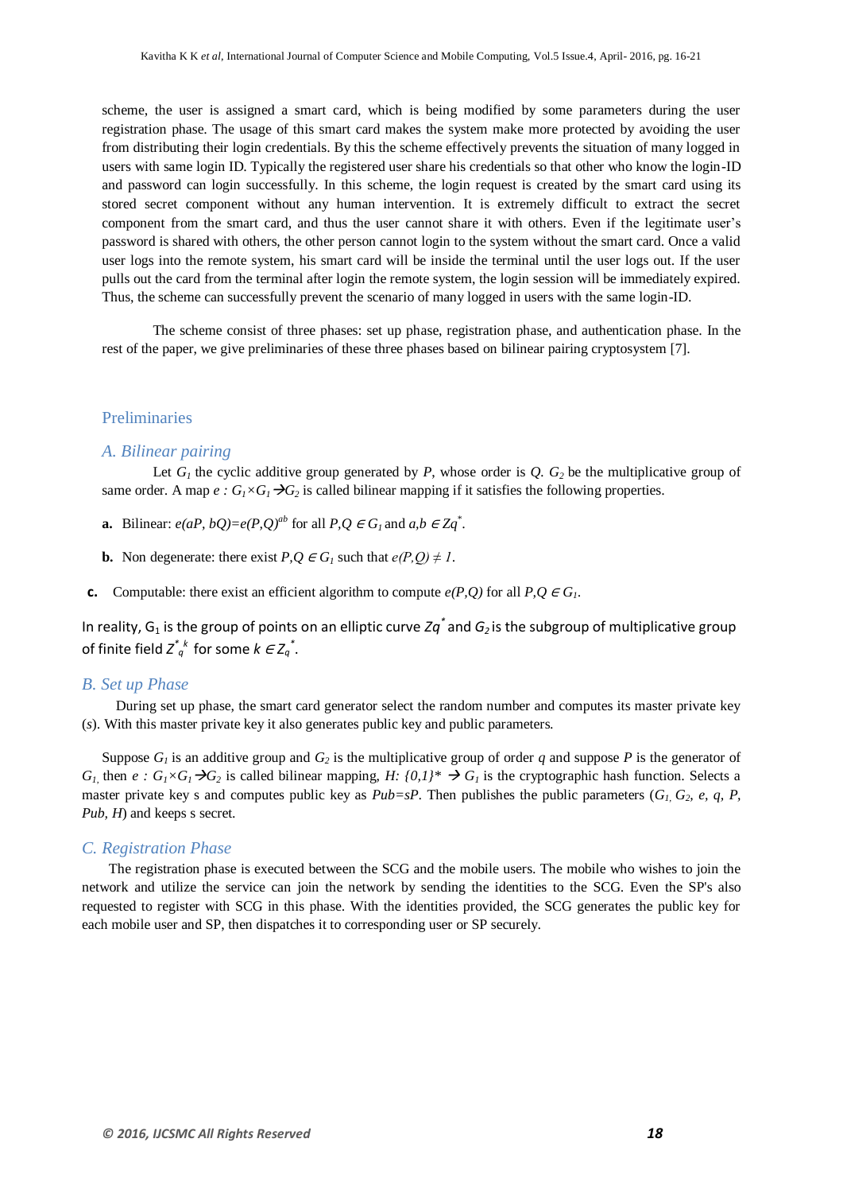scheme, the user is assigned a smart card, which is being modified by some parameters during the user registration phase. The usage of this smart card makes the system make more protected by avoiding the user from distributing their login credentials. By this the scheme effectively prevents the situation of many logged in users with same login ID. Typically the registered user share his credentials so that other who know the login-ID and password can login successfully. In this scheme, the login request is created by the smart card using its stored secret component without any human intervention. It is extremely difficult to extract the secret component from the smart card, and thus the user cannot share it with others. Even if the legitimate user's password is shared with others, the other person cannot login to the system without the smart card. Once a valid user logs into the remote system, his smart card will be inside the terminal until the user logs out. If the user pulls out the card from the terminal after login the remote system, the login session will be immediately expired. Thus, the scheme can successfully prevent the scenario of many logged in users with the same login-ID.

The scheme consist of three phases: set up phase, registration phase, and authentication phase. In the rest of the paper, we give preliminaries of these three phases based on bilinear pairing cryptosystem [7].

## Preliminaries

### A. Bilinear pairing

Let $G_1$ the cyclic additive group generated by $P$, whose order is $Q$. $G_2$ be the multiplicative group of same order. A map $e : G_1 \times G_1 \rightarrow G_2$ is called bilinear mapping if it satisfies the following properties.

**a.** Bilinear: $e(aP, bQ)=e(P,Q)^{ab}$ for all $P,Q \in G_1$ and $a,b \in Zq^*$.

**b.** Non degenerate: there exist $P,Q \in G_1$ such that $e(P,Q) \neq 1$.

**c.** Computable: there exist an efficient algorithm to compute $e(P,Q)$ for all $P,Q \in G_1$.

In reality, $G_1$ is the group of points on an elliptic curve $Zq^*$ and $G_2$ is the subgroup of multiplicative group of finite field $Z^{*k}_{q}$ for some $k \in Z_q^*$.

### B. Set up Phase

During set up phase, the smart card generator select the random number and computes its master private key ($s$). With this master private key it also generates public key and public parameters.

Suppose $G_1$ is an additive group and $G_2$ is the multiplicative group of order $q$ and suppose $P$ is the generator of $G_1$, then $e : G_1 \times G_1 \rightarrow G_2$ is called bilinear mapping, $H: \{0,1\}^* \rightarrow G_1$ is the cryptographic hash function. Selects a master private key s and computes public key as $Pub=sP$. Then publishes the public parameters ($G_1$, $G_2$, $e$, $q$, $P$, $Pub$, $H$) and keeps s secret.

### C. Registration Phase

The registration phase is executed between the SCG and the mobile users. The mobile who wishes to join the network and utilize the service can join the network by sending the identities to the SCG. Even the SP's also requested to register with SCG in this phase. With the identities provided, the SCG generates the public key for each mobile user and SP, then dispatches it to corresponding user or SP securely.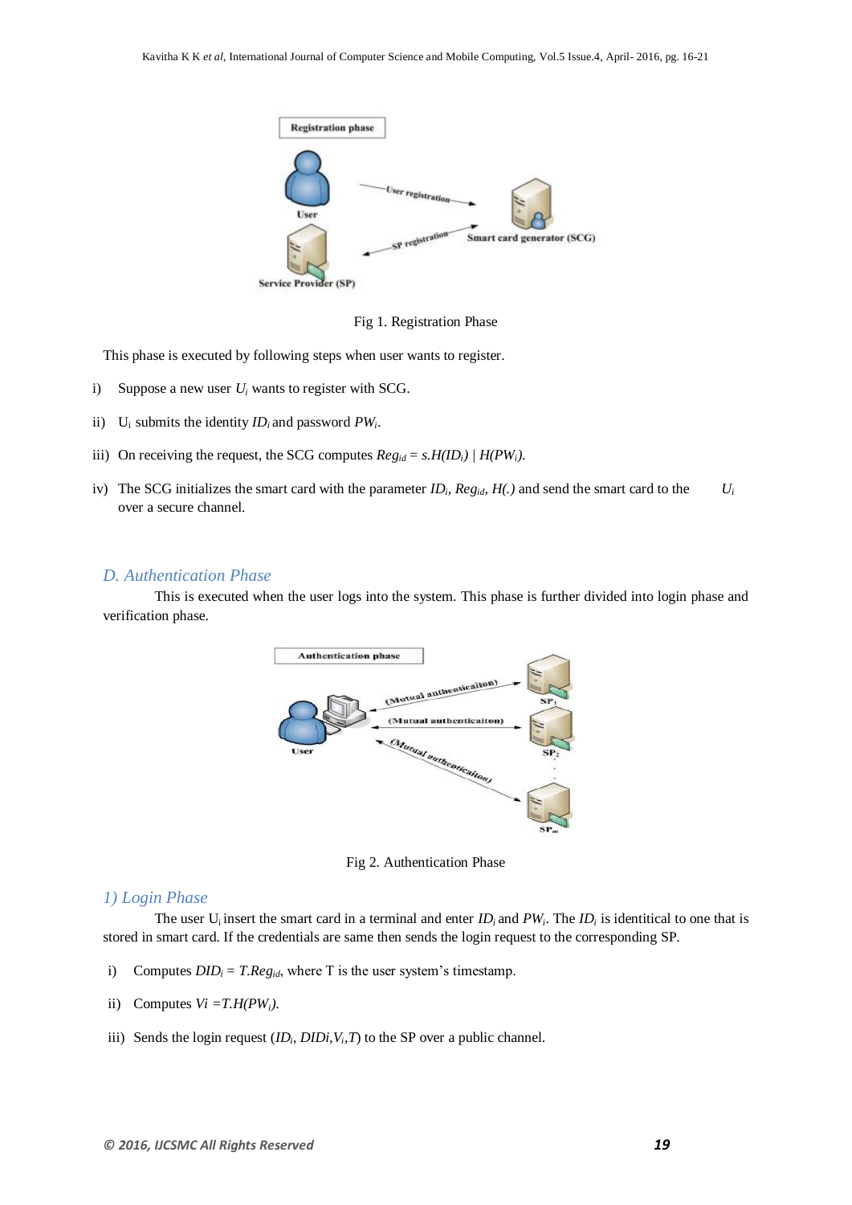Fig 1. Registration Phase

This phase is executed by following steps when user wants to register.

i) Suppose a new user $U_i$ wants to register with SCG.

ii) $U_i$ submits the identity $ID_i$ and password $PW_i$.

iii) On receiving the request, the SCG computes $Reg_{id} = s.H(ID_i) \mid H(PW_i)$.

iv) The SCG initializes the smart card with the parameter $ID_i$, $Reg_{id}$, $H(.)$ and send the smart card to the $U_i$ over a secure channel.

## D. Authentication Phase

This is executed when the user logs into the system. This phase is further divided into login phase and verification phase.

Fig 2. Authentication Phase

### 1) Login Phase

The user $U_i$ insert the smart card in a terminal and enter $ID_i$ and $PW_i$. The $ID_i$ is identitical to one that is stored in smart card. If the credentials are same then sends the login request to the corresponding SP.

i) Computes $DID_i = T.Reg_{id}$, where T is the user system's timestamp.

ii) Computes $Vi = T.H(PW_i)$.

iii) Sends the login request ($ID_i$, $DIDi$, $V_i$, $T$) to the SP over a public channel.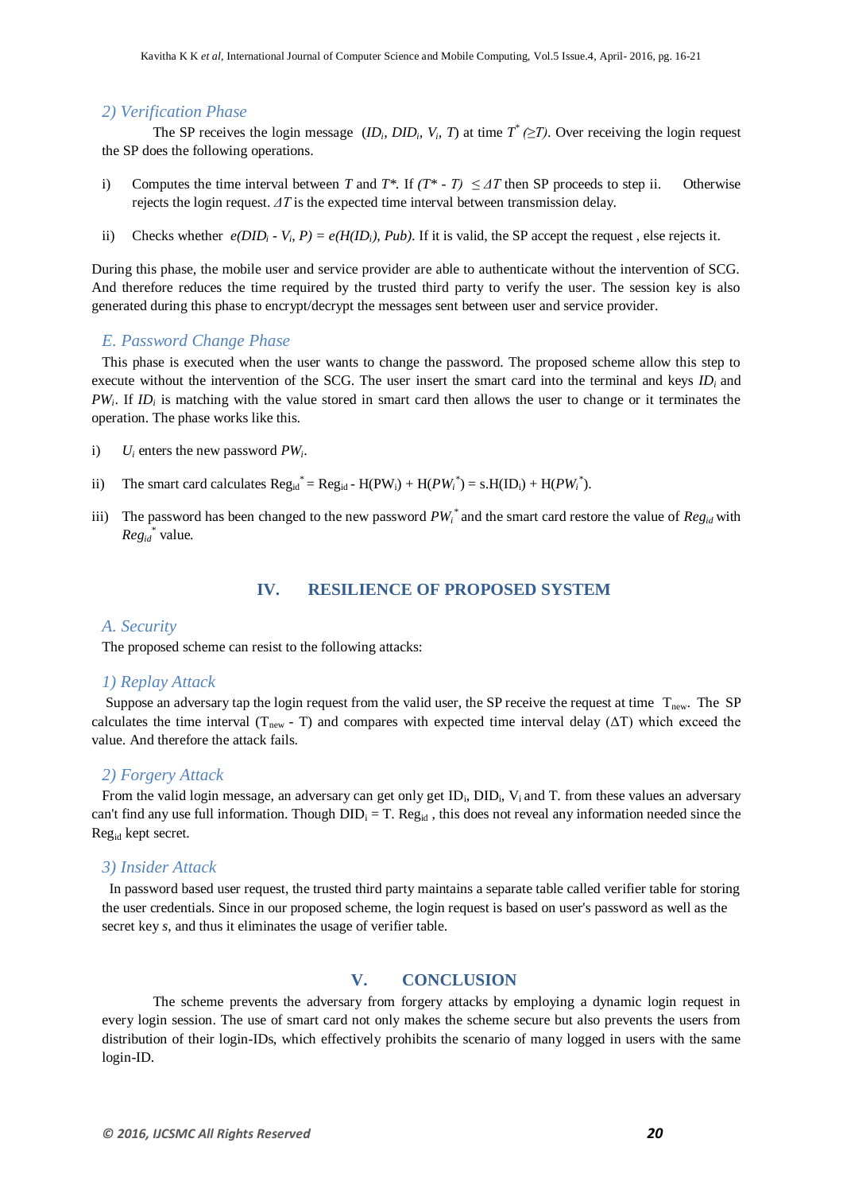### 2) Verification Phase

The SP receives the login message ($ID_i$, $DID_i$, $V_i$, $T$) at time $T^*$ $(\geq T)$. Over receiving the login request the SP does the following operations.

i) Computes the time interval between $T$ and $T^*$. If $(T^* - T) \leq \Delta T$ then SP proceeds to step ii. Otherwise rejects the login request. $\Delta T$ is the expected time interval between transmission delay.

ii) Checks whether $e(DID_i - V_i, P) = e(H(ID_i), Pub)$. If it is valid, the SP accept the request , else rejects it.

During this phase, the mobile user and service provider are able to authenticate without the intervention of SCG. And therefore reduces the time required by the trusted third party to verify the user. The session key is also generated during this phase to encrypt/decrypt the messages sent between user and service provider.

## E. Password Change Phase

This phase is executed when the user wants to change the password. The proposed scheme allow this step to execute without the intervention of the SCG. The user insert the smart card into the terminal and keys $ID_i$ and $PW_i$. If $ID_i$ is matching with the value stored in smart card then allows the user to change or it terminates the operation. The phase works like this.

i) $U_i$ enters the new password $PW_i$.

ii) The smart card calculates $Reg_{id}^* = Reg_{id} - H(PW_i) + H(PW_i^*) = s.H(ID_i) + H(PW_i^*)$.

iii) The password has been changed to the new password $PW_i^*$ and the smart card restore the value of $Reg_{id}$ with $Reg_{id}^*$ value.

# IV. RESILIENCE OF PROPOSED SYSTEM

## A. Security

The proposed scheme can resist to the following attacks:

### 1) Replay Attack

Suppose an adversary tap the login request from the valid user, the SP receive the request at time $T_{new}$. The SP calculates the time interval ($T_{new}$ - T) and compares with expected time interval delay ($\Delta T$) which exceed the value. And therefore the attack fails.

### 2) Forgery Attack

From the valid login message, an adversary can get only get $ID_i$, $DID_i$, $V_i$ and T. from these values an adversary can't find any use full information. Though $DID_i = T.\ Reg_{id}$ , this does not reveal any information needed since the $Reg_{id}$ kept secret.

### 3) Insider Attack

In password based user request, the trusted third party maintains a separate table called verifier table for storing the user credentials. Since in our proposed scheme, the login request is based on user's password as well as the secret key *s*, and thus it eliminates the usage of verifier table.

# V. CONCLUSION

The scheme prevents the adversary from forgery attacks by employing a dynamic login request in every login session. The use of smart card not only makes the scheme secure but also prevents the users from distribution of their login-IDs, which effectively prohibits the scenario of many logged in users with the same login-ID.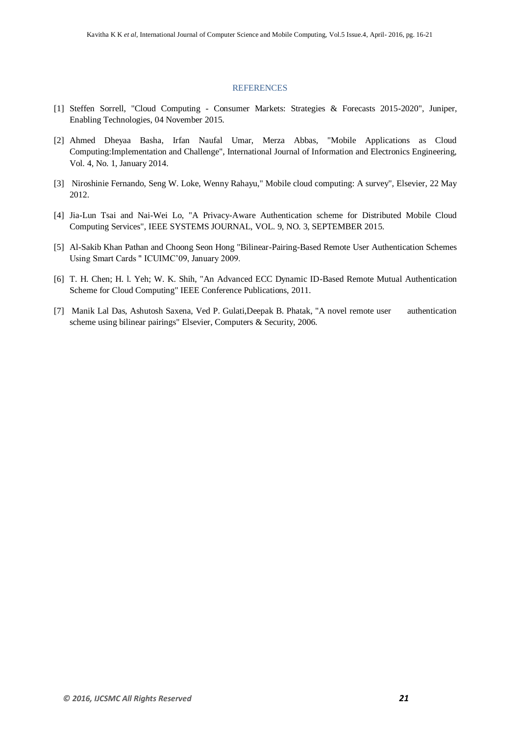## REFERENCES

[1] Steffen Sorrell, "Cloud Computing - Consumer Markets: Strategies & Forecasts 2015-2020", Juniper, Enabling Technologies, 04 November 2015.

[2] Ahmed Dheyaa Basha, Irfan Naufal Umar, Merza Abbas, "Mobile Applications as Cloud Computing:Implementation and Challenge", International Journal of Information and Electronics Engineering, Vol. 4, No. 1, January 2014.

[3] Niroshinie Fernando, Seng W. Loke, Wenny Rahayu," Mobile cloud computing: A survey", Elsevier, 22 May 2012.

[4] Jia-Lun Tsai and Nai-Wei Lo, "A Privacy-Aware Authentication scheme for Distributed Mobile Cloud Computing Services", IEEE SYSTEMS JOURNAL, VOL. 9, NO. 3, SEPTEMBER 2015.

[5] Al-Sakib Khan Pathan and Choong Seon Hong "Bilinear-Pairing-Based Remote User Authentication Schemes Using Smart Cards " ICUIMC'09, January 2009.

[6] T. H. Chen; H. l. Yeh; W. K. Shih, "An Advanced ECC Dynamic ID-Based Remote Mutual Authentication Scheme for Cloud Computing" IEEE Conference Publications, 2011.

[7] Manik Lal Das, Ashutosh Saxena, Ved P. Gulati,Deepak B. Phatak, "A novel remote user authentication scheme using bilinear pairings" Elsevier, Computers & Security, 2006.